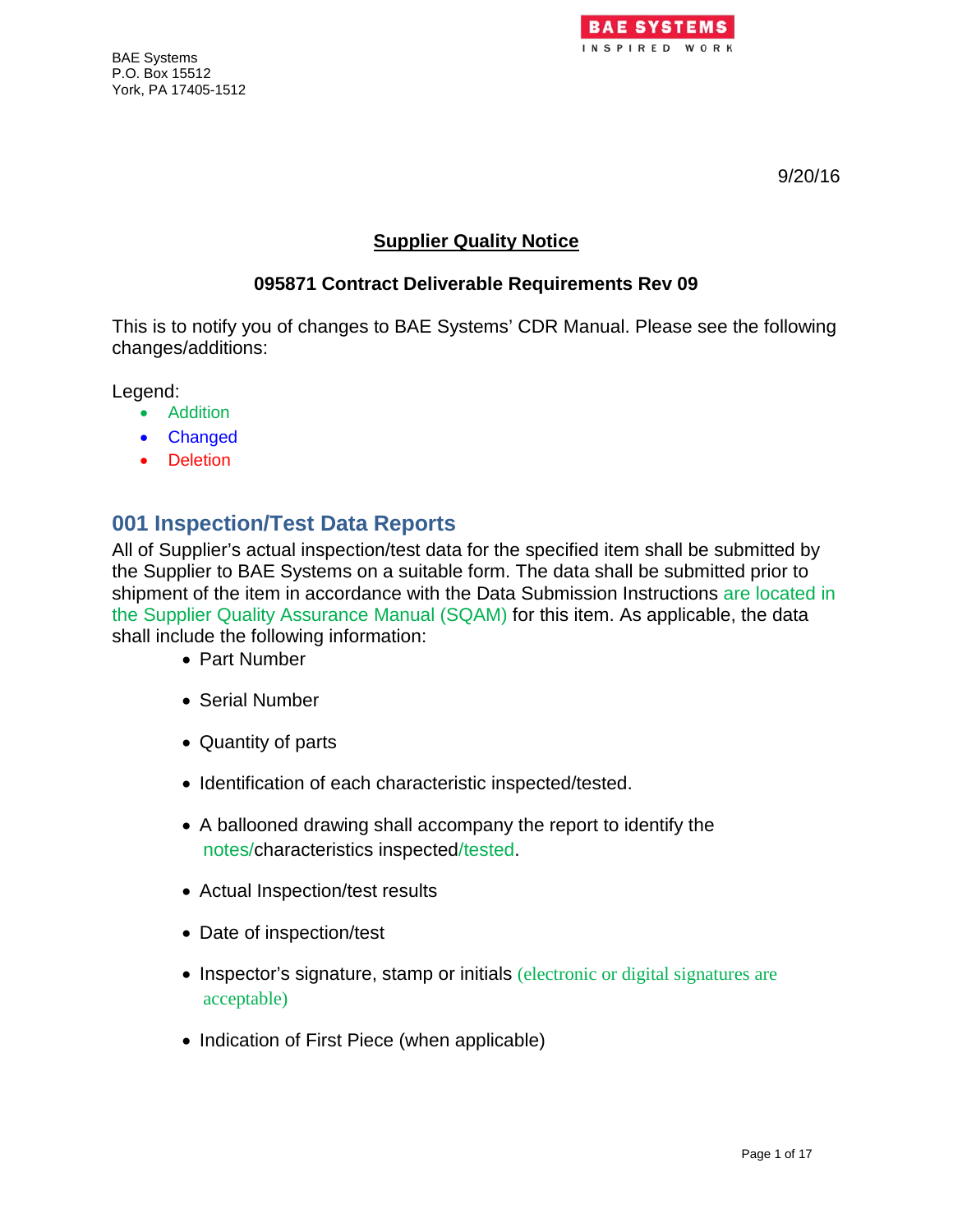BAE Systems
P.O. Box 15512
York, PA 17405-1512

9/20/16

## Supplier Quality Notice

### 095871 Contract Deliverable Requirements Rev 09

This is to notify you of changes to BAE Systems' CDR Manual. Please see the following changes/additions:

Legend:

- Addition
- Changed
- Deletion

## 001 Inspection/Test Data Reports

All of Supplier's actual inspection/test data for the specified item shall be submitted by the Supplier to BAE Systems on a suitable form. The data shall be submitted prior to shipment of the item in accordance with the Data Submission Instructions are located in the Supplier Quality Assurance Manual (SQAM) for this item. As applicable, the data shall include the following information:

- Part Number
- Serial Number
- Quantity of parts
- Identification of each characteristic inspected/tested.
- A ballooned drawing shall accompany the report to identify the notes/characteristics inspected/tested.
- Actual Inspection/test results
- Date of inspection/test
- Inspector's signature, stamp or initials (electronic or digital signatures are acceptable)
- Indication of First Piece (when applicable)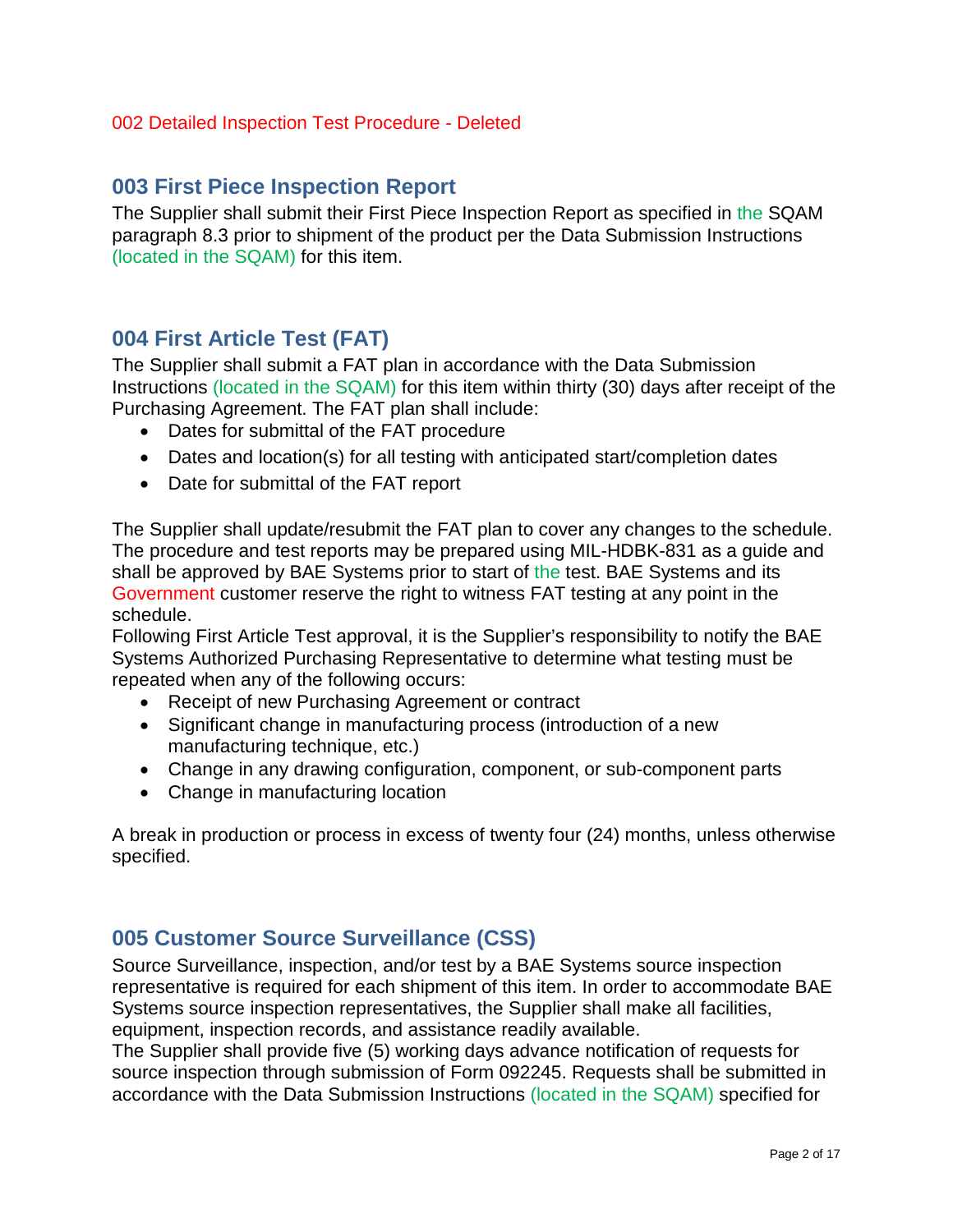002 Detailed Inspection Test Procedure - Deleted

## 003 First Piece Inspection Report

The Supplier shall submit their First Piece Inspection Report as specified in the SQAM paragraph 8.3 prior to shipment of the product per the Data Submission Instructions (located in the SQAM) for this item.

## 004 First Article Test (FAT)

The Supplier shall submit a FAT plan in accordance with the Data Submission Instructions (located in the SQAM) for this item within thirty (30) days after receipt of the Purchasing Agreement. The FAT plan shall include:

- Dates for submittal of the FAT procedure
- Dates and location(s) for all testing with anticipated start/completion dates
- Date for submittal of the FAT report

The Supplier shall update/resubmit the FAT plan to cover any changes to the schedule. The procedure and test reports may be prepared using MIL-HDBK-831 as a guide and shall be approved by BAE Systems prior to start of the test. BAE Systems and its Government customer reserve the right to witness FAT testing at any point in the schedule.
Following First Article Test approval, it is the Supplier's responsibility to notify the BAE Systems Authorized Purchasing Representative to determine what testing must be repeated when any of the following occurs:

- Receipt of new Purchasing Agreement or contract
- Significant change in manufacturing process (introduction of a new manufacturing technique, etc.)
- Change in any drawing configuration, component, or sub-component parts
- Change in manufacturing location

A break in production or process in excess of twenty four (24) months, unless otherwise specified.

## 005 Customer Source Surveillance (CSS)

Source Surveillance, inspection, and/or test by a BAE Systems source inspection representative is required for each shipment of this item. In order to accommodate BAE Systems source inspection representatives, the Supplier shall make all facilities, equipment, inspection records, and assistance readily available.
The Supplier shall provide five (5) working days advance notification of requests for source inspection through submission of Form 092245. Requests shall be submitted in accordance with the Data Submission Instructions (located in the SQAM) specified for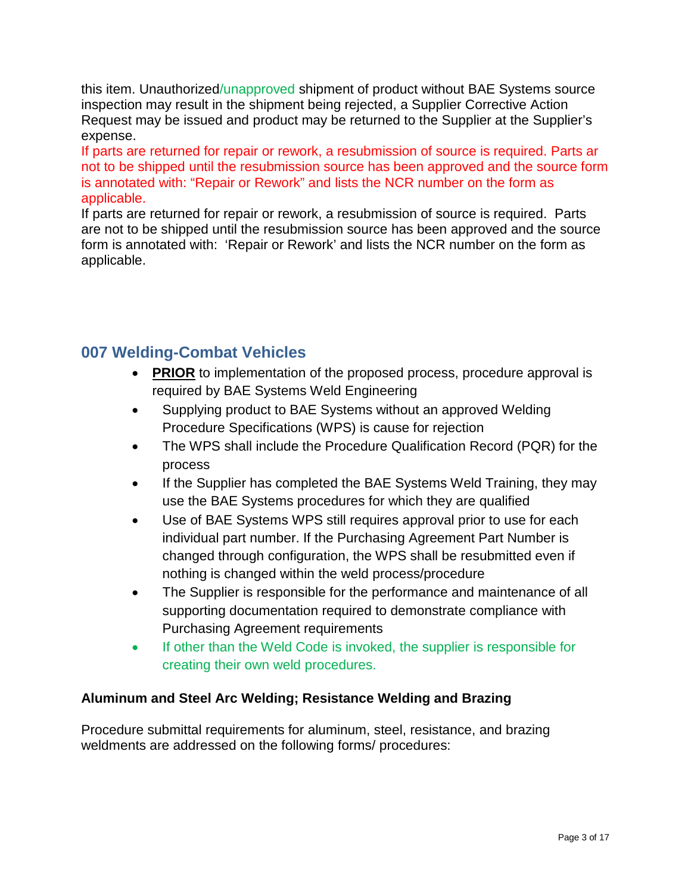this item. Unauthorized/unapproved shipment of product without BAE Systems source inspection may result in the shipment being rejected, a Supplier Corrective Action Request may be issued and product may be returned to the Supplier at the Supplier's expense.

If parts are returned for repair or rework, a resubmission of source is required. Parts ar not to be shipped until the resubmission source has been approved and the source form is annotated with: "Repair or Rework" and lists the NCR number on the form as applicable.

If parts are returned for repair or rework, a resubmission of source is required. Parts are not to be shipped until the resubmission source has been approved and the source form is annotated with: 'Repair or Rework' and lists the NCR number on the form as applicable.

## 007 Welding-Combat Vehicles

- **PRIOR** to implementation of the proposed process, procedure approval is required by BAE Systems Weld Engineering
- Supplying product to BAE Systems without an approved Welding Procedure Specifications (WPS) is cause for rejection
- The WPS shall include the Procedure Qualification Record (PQR) for the process
- If the Supplier has completed the BAE Systems Weld Training, they may use the BAE Systems procedures for which they are qualified
- Use of BAE Systems WPS still requires approval prior to use for each individual part number. If the Purchasing Agreement Part Number is changed through configuration, the WPS shall be resubmitted even if nothing is changed within the weld process/procedure
- The Supplier is responsible for the performance and maintenance of all supporting documentation required to demonstrate compliance with Purchasing Agreement requirements
- If other than the Weld Code is invoked, the supplier is responsible for creating their own weld procedures.

### Aluminum and Steel Arc Welding; Resistance Welding and Brazing

Procedure submittal requirements for aluminum, steel, resistance, and brazing weldments are addressed on the following forms/ procedures: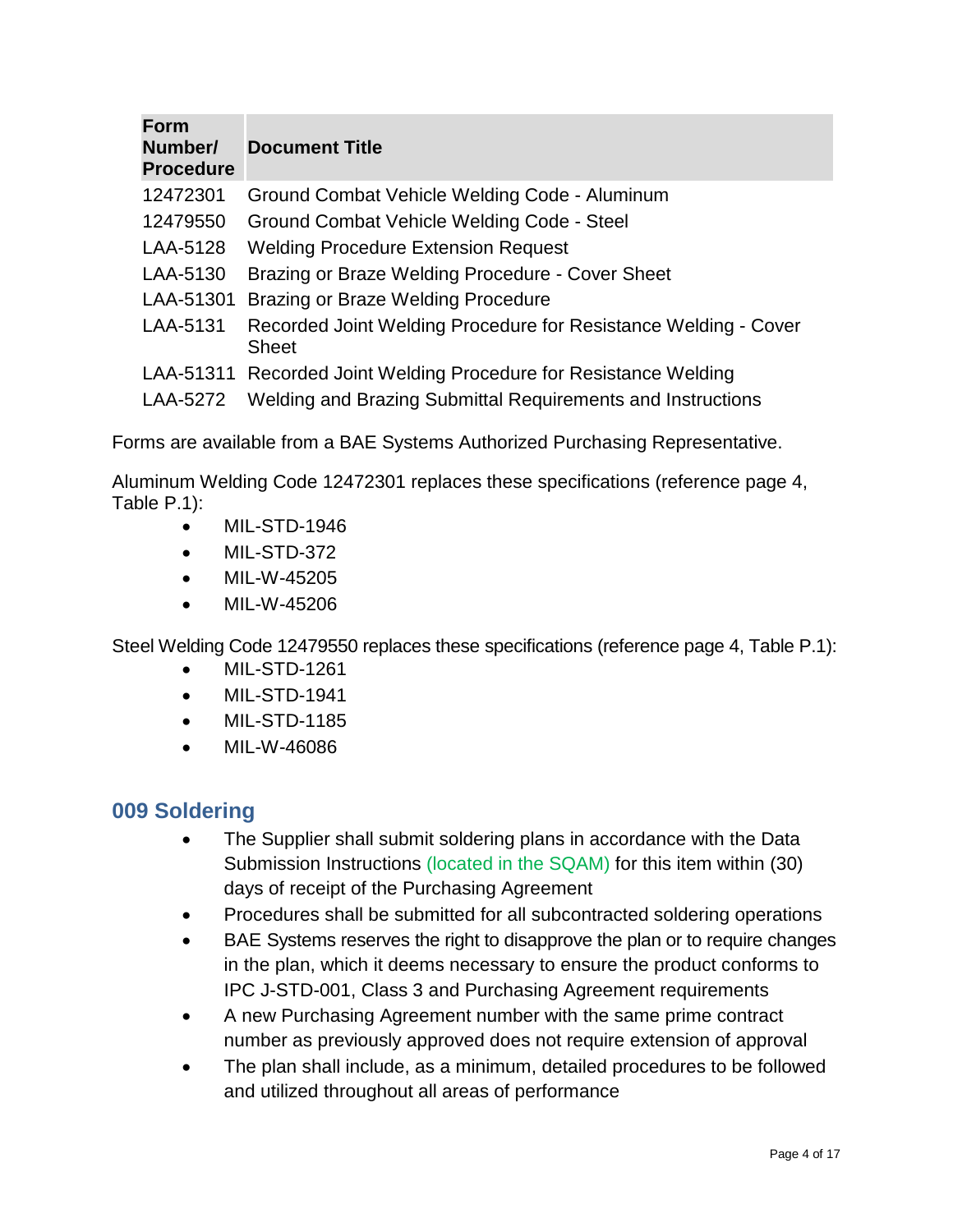| Form Number/ Procedure | Document Title |
|---|---|
| 12472301 | Ground Combat Vehicle Welding Code - Aluminum |
| 12479550 | Ground Combat Vehicle Welding Code - Steel |
| LAA-5128 | Welding Procedure Extension Request |
| LAA-5130 | Brazing or Braze Welding Procedure - Cover Sheet |
| LAA-51301 | Brazing or Braze Welding Procedure |
| LAA-5131 | Recorded Joint Welding Procedure for Resistance Welding - Cover Sheet |
| LAA-51311 | Recorded Joint Welding Procedure for Resistance Welding |
| LAA-5272 | Welding and Brazing Submittal Requirements and Instructions |

Forms are available from a BAE Systems Authorized Purchasing Representative.

Aluminum Welding Code 12472301 replaces these specifications (reference page 4, Table P.1):

- MIL-STD-1946
- MIL-STD-372
- MIL-W-45205
- MIL-W-45206

Steel Welding Code 12479550 replaces these specifications (reference page 4, Table P.1):

- MIL-STD-1261
- MIL-STD-1941
- MIL-STD-1185
- MIL-W-46086

## 009 Soldering

- The Supplier shall submit soldering plans in accordance with the Data Submission Instructions (located in the SQAM) for this item within (30) days of receipt of the Purchasing Agreement
- Procedures shall be submitted for all subcontracted soldering operations
- BAE Systems reserves the right to disapprove the plan or to require changes in the plan, which it deems necessary to ensure the product conforms to IPC J-STD-001, Class 3 and Purchasing Agreement requirements
- A new Purchasing Agreement number with the same prime contract number as previously approved does not require extension of approval
- The plan shall include, as a minimum, detailed procedures to be followed and utilized throughout all areas of performance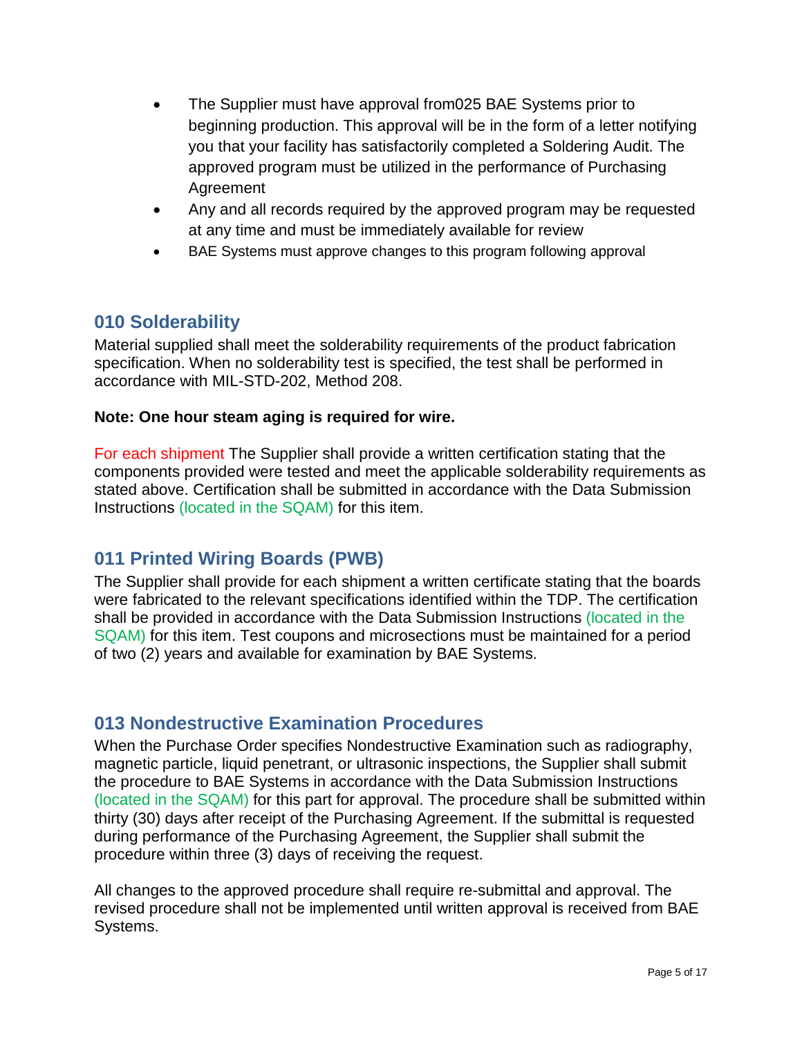- The Supplier must have approval from025 BAE Systems prior to beginning production. This approval will be in the form of a letter notifying you that your facility has satisfactorily completed a Soldering Audit. The approved program must be utilized in the performance of Purchasing Agreement
- Any and all records required by the approved program may be requested at any time and must be immediately available for review
- BAE Systems must approve changes to this program following approval

## 010 Solderability

Material supplied shall meet the solderability requirements of the product fabrication specification. When no solderability test is specified, the test shall be performed in accordance with MIL-STD-202, Method 208.

**Note: One hour steam aging is required for wire.**

For each shipment The Supplier shall provide a written certification stating that the components provided were tested and meet the applicable solderability requirements as stated above. Certification shall be submitted in accordance with the Data Submission Instructions (located in the SQAM) for this item.

## 011 Printed Wiring Boards (PWB)

The Supplier shall provide for each shipment a written certificate stating that the boards were fabricated to the relevant specifications identified within the TDP. The certification shall be provided in accordance with the Data Submission Instructions (located in the SQAM) for this item. Test coupons and microsections must be maintained for a period of two (2) years and available for examination by BAE Systems.

## 013 Nondestructive Examination Procedures

When the Purchase Order specifies Nondestructive Examination such as radiography, magnetic particle, liquid penetrant, or ultrasonic inspections, the Supplier shall submit the procedure to BAE Systems in accordance with the Data Submission Instructions (located in the SQAM) for this part for approval. The procedure shall be submitted within thirty (30) days after receipt of the Purchasing Agreement. If the submittal is requested during performance of the Purchasing Agreement, the Supplier shall submit the procedure within three (3) days of receiving the request.

All changes to the approved procedure shall require re-submittal and approval. The revised procedure shall not be implemented until written approval is received from BAE Systems.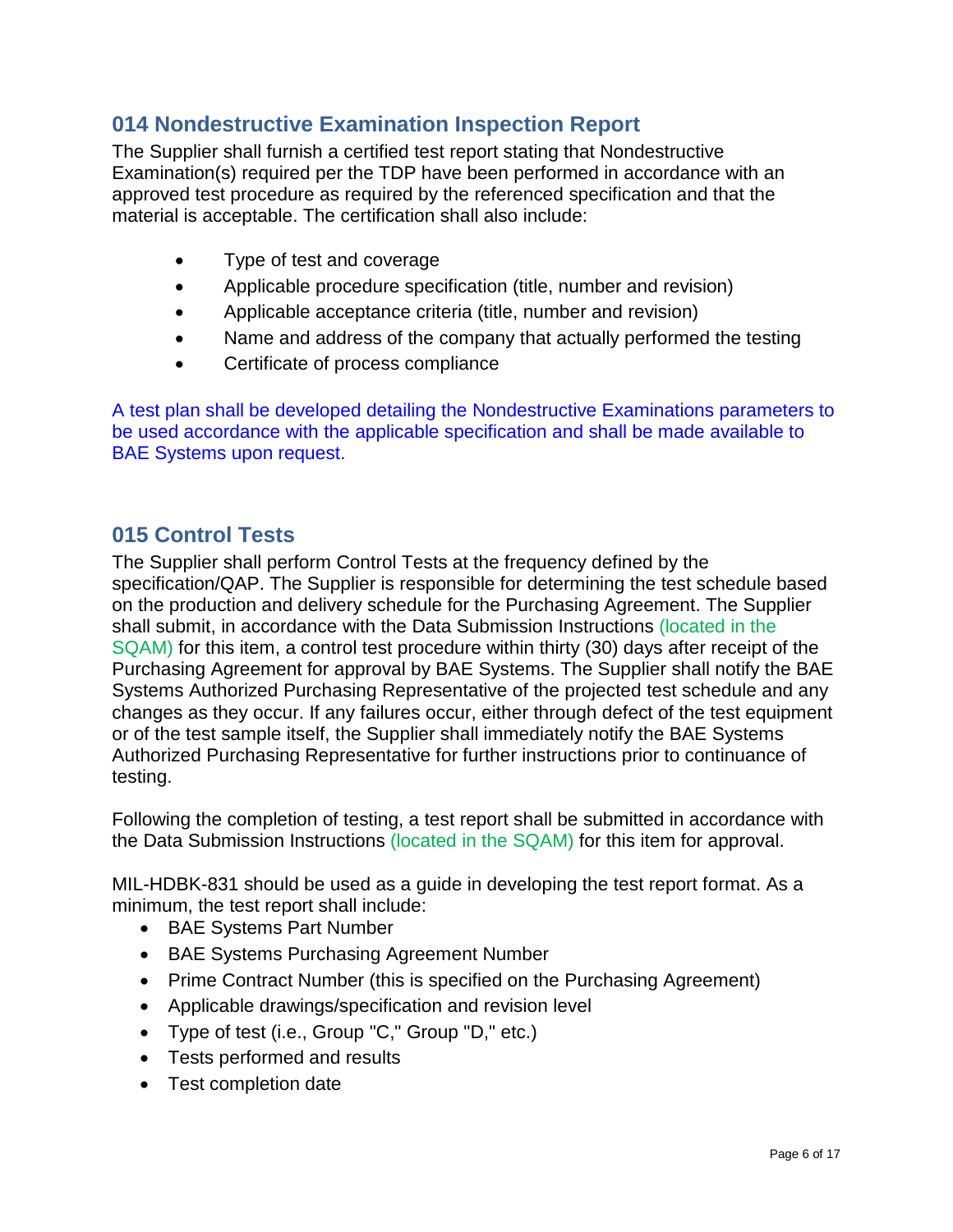## 014 Nondestructive Examination Inspection Report

The Supplier shall furnish a certified test report stating that Nondestructive Examination(s) required per the TDP have been performed in accordance with an approved test procedure as required by the referenced specification and that the material is acceptable. The certification shall also include:

- Type of test and coverage
- Applicable procedure specification (title, number and revision)
- Applicable acceptance criteria (title, number and revision)
- Name and address of the company that actually performed the testing
- Certificate of process compliance

A test plan shall be developed detailing the Nondestructive Examinations parameters to be used accordance with the applicable specification and shall be made available to BAE Systems upon request.

## 015 Control Tests

The Supplier shall perform Control Tests at the frequency defined by the specification/QAP. The Supplier is responsible for determining the test schedule based on the production and delivery schedule for the Purchasing Agreement. The Supplier shall submit, in accordance with the Data Submission Instructions (located in the SQAM) for this item, a control test procedure within thirty (30) days after receipt of the Purchasing Agreement for approval by BAE Systems. The Supplier shall notify the BAE Systems Authorized Purchasing Representative of the projected test schedule and any changes as they occur. If any failures occur, either through defect of the test equipment or of the test sample itself, the Supplier shall immediately notify the BAE Systems Authorized Purchasing Representative for further instructions prior to continuance of testing.

Following the completion of testing, a test report shall be submitted in accordance with the Data Submission Instructions (located in the SQAM) for this item for approval.

MIL-HDBK-831 should be used as a guide in developing the test report format. As a minimum, the test report shall include:

- BAE Systems Part Number
- BAE Systems Purchasing Agreement Number
- Prime Contract Number (this is specified on the Purchasing Agreement)
- Applicable drawings/specification and revision level
- Type of test (i.e., Group "C," Group "D," etc.)
- Tests performed and results
- Test completion date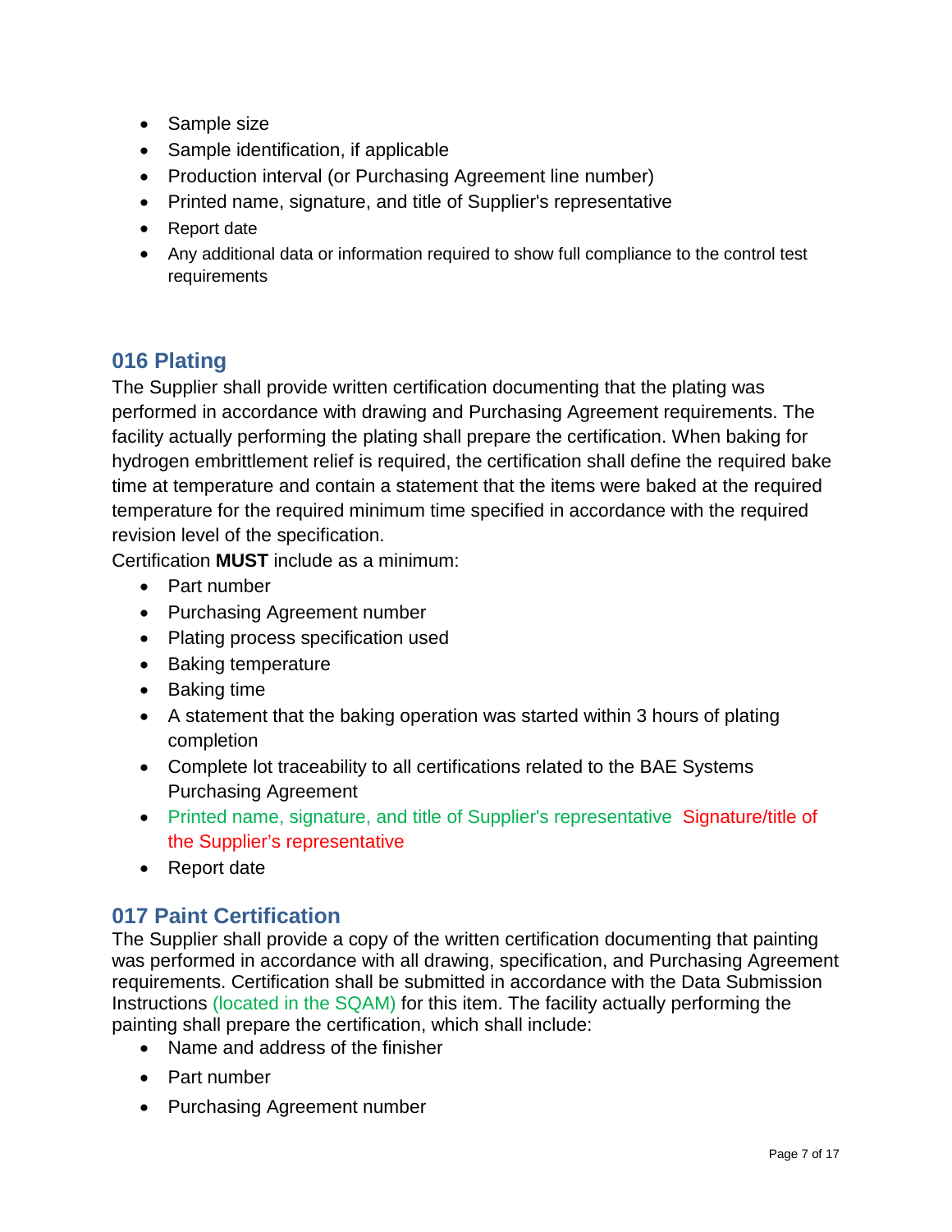- Sample size
- Sample identification, if applicable
- Production interval (or Purchasing Agreement line number)
- Printed name, signature, and title of Supplier's representative
- Report date
- Any additional data or information required to show full compliance to the control test requirements

## 016 Plating

The Supplier shall provide written certification documenting that the plating was performed in accordance with drawing and Purchasing Agreement requirements. The facility actually performing the plating shall prepare the certification. When baking for hydrogen embrittlement relief is required, the certification shall define the required bake time at temperature and contain a statement that the items were baked at the required temperature for the required minimum time specified in accordance with the required revision level of the specification.

Certification **MUST** include as a minimum:

- Part number
- Purchasing Agreement number
- Plating process specification used
- Baking temperature
- Baking time
- A statement that the baking operation was started within 3 hours of plating completion
- Complete lot traceability to all certifications related to the BAE Systems Purchasing Agreement
- Printed name, signature, and title of Supplier's representative Signature/title of the Supplier's representative
- Report date

## 017 Paint Certification

The Supplier shall provide a copy of the written certification documenting that painting was performed in accordance with all drawing, specification, and Purchasing Agreement requirements. Certification shall be submitted in accordance with the Data Submission Instructions (located in the SQAM) for this item. The facility actually performing the painting shall prepare the certification, which shall include:

- Name and address of the finisher
- Part number
- Purchasing Agreement number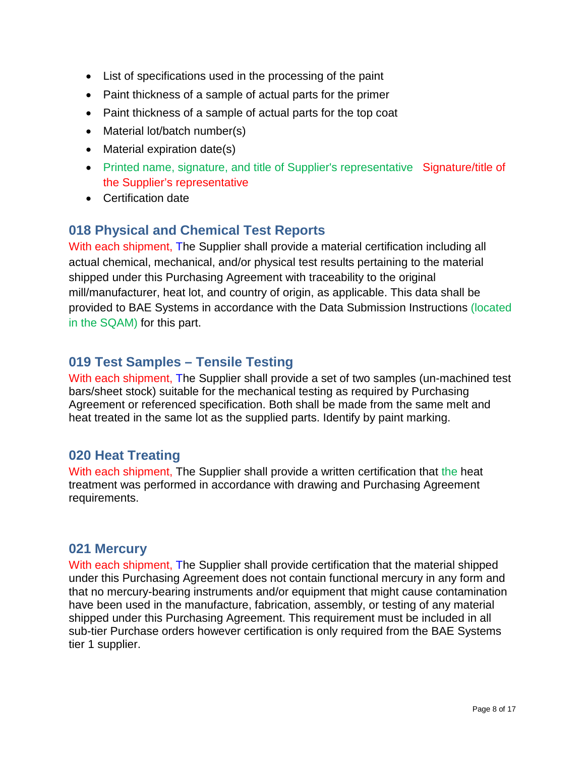- List of specifications used in the processing of the paint
- Paint thickness of a sample of actual parts for the primer
- Paint thickness of a sample of actual parts for the top coat
- Material lot/batch number(s)
- Material expiration date(s)
- Printed name, signature, and title of Supplier's representative Signature/title of the Supplier's representative
- Certification date

## 018 Physical and Chemical Test Reports

With each shipment, The Supplier shall provide a material certification including all actual chemical, mechanical, and/or physical test results pertaining to the material shipped under this Purchasing Agreement with traceability to the original mill/manufacturer, heat lot, and country of origin, as applicable. This data shall be provided to BAE Systems in accordance with the Data Submission Instructions (located in the SQAM) for this part.

## 019 Test Samples – Tensile Testing

With each shipment, The Supplier shall provide a set of two samples (un-machined test bars/sheet stock) suitable for the mechanical testing as required by Purchasing Agreement or referenced specification. Both shall be made from the same melt and heat treated in the same lot as the supplied parts. Identify by paint marking.

## 020 Heat Treating

With each shipment, The Supplier shall provide a written certification that the heat treatment was performed in accordance with drawing and Purchasing Agreement requirements.

## 021 Mercury

With each shipment, The Supplier shall provide certification that the material shipped under this Purchasing Agreement does not contain functional mercury in any form and that no mercury-bearing instruments and/or equipment that might cause contamination have been used in the manufacture, fabrication, assembly, or testing of any material shipped under this Purchasing Agreement. This requirement must be included in all sub-tier Purchase orders however certification is only required from the BAE Systems tier 1 supplier.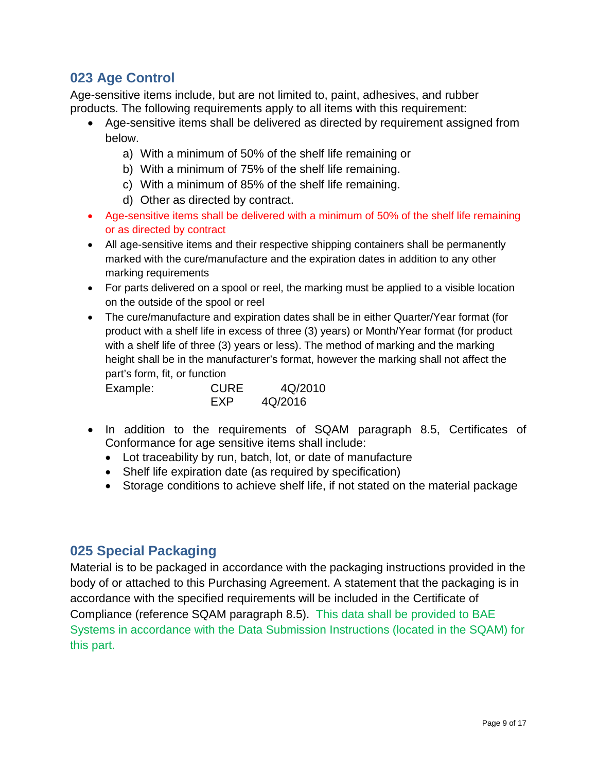## 023 Age Control

Age-sensitive items include, but are not limited to, paint, adhesives, and rubber products. The following requirements apply to all items with this requirement:

- Age-sensitive items shall be delivered as directed by requirement assigned from below.
  a) With a minimum of 50% of the shelf life remaining or
  b) With a minimum of 75% of the shelf life remaining.
  c) With a minimum of 85% of the shelf life remaining.
  d) Other as directed by contract.
- Age-sensitive items shall be delivered with a minimum of 50% of the shelf life remaining or as directed by contract
- All age-sensitive items and their respective shipping containers shall be permanently marked with the cure/manufacture and the expiration dates in addition to any other marking requirements
- For parts delivered on a spool or reel, the marking must be applied to a visible location on the outside of the spool or reel
- The cure/manufacture and expiration dates shall be in either Quarter/Year format (for product with a shelf life in excess of three (3) years) or Month/Year format (for product with a shelf life of three (3) years or less). The method of marking and the marking height shall be in the manufacturer's format, however the marking shall not affect the part's form, fit, or function

  Example: CURE 4Q/2010
  EXP 4Q/2016

- In addition to the requirements of SQAM paragraph 8.5, Certificates of Conformance for age sensitive items shall include:
  - Lot traceability by run, batch, lot, or date of manufacture
  - Shelf life expiration date (as required by specification)
  - Storage conditions to achieve shelf life, if not stated on the material package

## 025 Special Packaging

Material is to be packaged in accordance with the packaging instructions provided in the body of or attached to this Purchasing Agreement. A statement that the packaging is in accordance with the specified requirements will be included in the Certificate of Compliance (reference SQAM paragraph 8.5). This data shall be provided to BAE Systems in accordance with the Data Submission Instructions (located in the SQAM) for this part.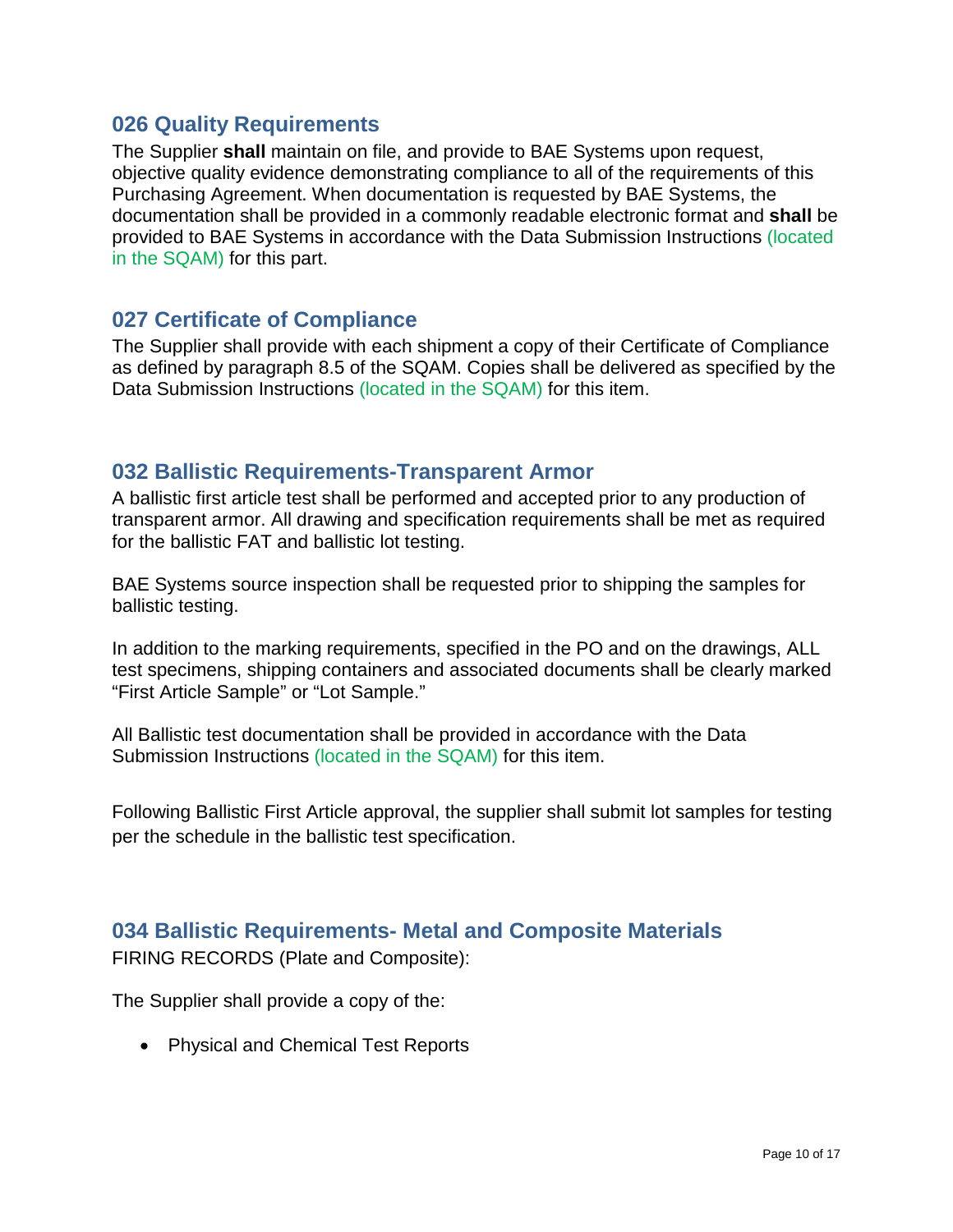## 026 Quality Requirements

The Supplier **shall** maintain on file, and provide to BAE Systems upon request, objective quality evidence demonstrating compliance to all of the requirements of this Purchasing Agreement. When documentation is requested by BAE Systems, the documentation shall be provided in a commonly readable electronic format and **shall** be provided to BAE Systems in accordance with the Data Submission Instructions (located in the SQAM) for this part.

## 027 Certificate of Compliance

The Supplier shall provide with each shipment a copy of their Certificate of Compliance as defined by paragraph 8.5 of the SQAM. Copies shall be delivered as specified by the Data Submission Instructions (located in the SQAM) for this item.

## 032 Ballistic Requirements-Transparent Armor

A ballistic first article test shall be performed and accepted prior to any production of transparent armor. All drawing and specification requirements shall be met as required for the ballistic FAT and ballistic lot testing.

BAE Systems source inspection shall be requested prior to shipping the samples for ballistic testing.

In addition to the marking requirements, specified in the PO and on the drawings, ALL test specimens, shipping containers and associated documents shall be clearly marked “First Article Sample” or “Lot Sample.”

All Ballistic test documentation shall be provided in accordance with the Data Submission Instructions (located in the SQAM) for this item.

Following Ballistic First Article approval, the supplier shall submit lot samples for testing per the schedule in the ballistic test specification.

## 034 Ballistic Requirements- Metal and Composite Materials

FIRING RECORDS (Plate and Composite):

The Supplier shall provide a copy of the:

- Physical and Chemical Test Reports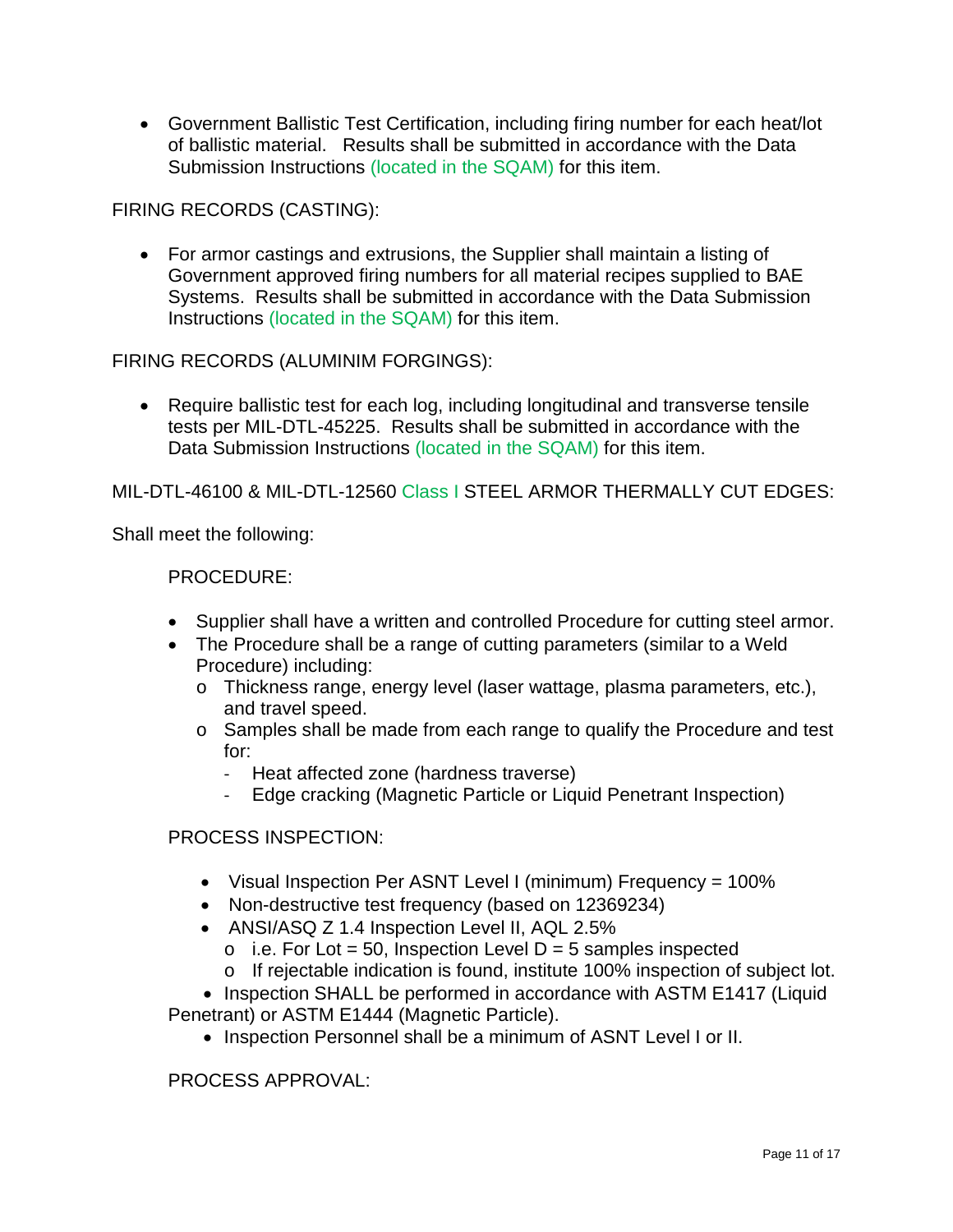- Government Ballistic Test Certification, including firing number for each heat/lot of ballistic material. Results shall be submitted in accordance with the Data Submission Instructions (located in the SQAM) for this item.

FIRING RECORDS (CASTING):

- For armor castings and extrusions, the Supplier shall maintain a listing of Government approved firing numbers for all material recipes supplied to BAE Systems. Results shall be submitted in accordance with the Data Submission Instructions (located in the SQAM) for this item.

FIRING RECORDS (ALUMINIM FORGINGS):

- Require ballistic test for each log, including longitudinal and transverse tensile tests per MIL-DTL-45225. Results shall be submitted in accordance with the Data Submission Instructions (located in the SQAM) for this item.

MIL-DTL-46100 & MIL-DTL-12560 Class I STEEL ARMOR THERMALLY CUT EDGES:

Shall meet the following:

PROCEDURE:

- Supplier shall have a written and controlled Procedure for cutting steel armor.
- The Procedure shall be a range of cutting parameters (similar to a Weld Procedure) including:
  - Thickness range, energy level (laser wattage, plasma parameters, etc.), and travel speed.
  - Samples shall be made from each range to qualify the Procedure and test for:
    - Heat affected zone (hardness traverse)
    - Edge cracking (Magnetic Particle or Liquid Penetrant Inspection)

PROCESS INSPECTION:

- Visual Inspection Per ASNT Level I (minimum) Frequency = 100%
- Non-destructive test frequency (based on 12369234)
- ANSI/ASQ Z 1.4 Inspection Level II, AQL 2.5%
  - i.e. For Lot = 50, Inspection Level D = 5 samples inspected
  - If rejectable indication is found, institute 100% inspection of subject lot.
- Inspection SHALL be performed in accordance with ASTM E1417 (Liquid Penetrant) or ASTM E1444 (Magnetic Particle).
- Inspection Personnel shall be a minimum of ASNT Level I or II.

PROCESS APPROVAL: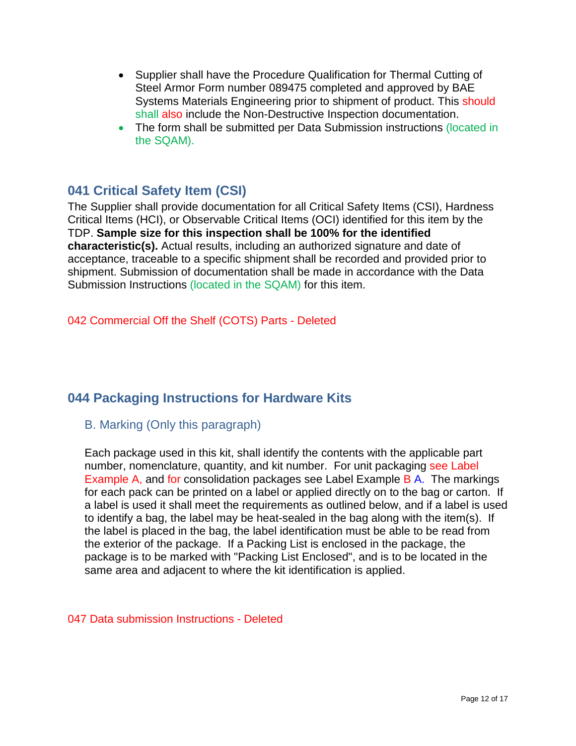- Supplier shall have the Procedure Qualification for Thermal Cutting of Steel Armor Form number 089475 completed and approved by BAE Systems Materials Engineering prior to shipment of product. This should shall also include the Non-Destructive Inspection documentation.
- The form shall be submitted per Data Submission instructions (located in the SQAM).

## 041 Critical Safety Item (CSI)

The Supplier shall provide documentation for all Critical Safety Items (CSI), Hardness Critical Items (HCI), or Observable Critical Items (OCI) identified for this item by the TDP. **Sample size for this inspection shall be 100% for the identified characteristic(s).** Actual results, including an authorized signature and date of acceptance, traceable to a specific shipment shall be recorded and provided prior to shipment. Submission of documentation shall be made in accordance with the Data Submission Instructions (located in the SQAM) for this item.

042 Commercial Off the Shelf (COTS) Parts - Deleted

## 044 Packaging Instructions for Hardware Kits

### B. Marking (Only this paragraph)

Each package used in this kit, shall identify the contents with the applicable part number, nomenclature, quantity, and kit number. For unit packaging see Label Example A, and for consolidation packages see Label Example B A. The markings for each pack can be printed on a label or applied directly on to the bag or carton. If a label is used it shall meet the requirements as outlined below, and if a label is used to identify a bag, the label may be heat-sealed in the bag along with the item(s). If the label is placed in the bag, the label identification must be able to be read from the exterior of the package. If a Packing List is enclosed in the package, the package is to be marked with "Packing List Enclosed", and is to be located in the same area and adjacent to where the kit identification is applied.

047 Data submission Instructions - Deleted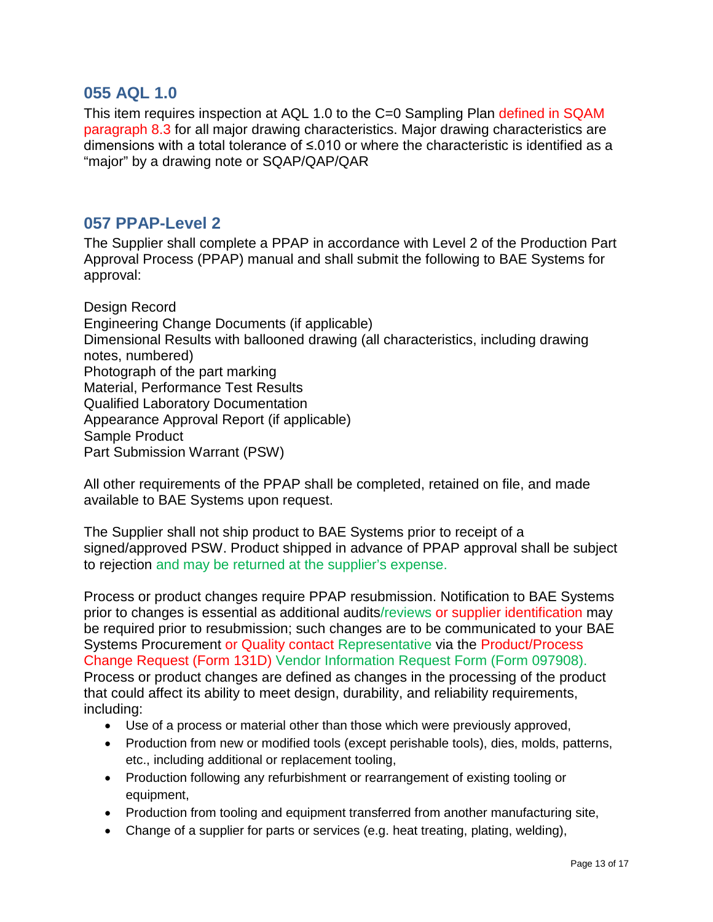## 055 AQL 1.0

This item requires inspection at AQL 1.0 to the C=0 Sampling Plan defined in SQAM paragraph 8.3 for all major drawing characteristics. Major drawing characteristics are dimensions with a total tolerance of ≤.010 or where the characteristic is identified as a “major” by a drawing note or SQAP/QAP/QAR

## 057 PPAP-Level 2

The Supplier shall complete a PPAP in accordance with Level 2 of the Production Part Approval Process (PPAP) manual and shall submit the following to BAE Systems for approval:

Design Record
Engineering Change Documents (if applicable)
Dimensional Results with ballooned drawing (all characteristics, including drawing notes, numbered)
Photograph of the part marking
Material, Performance Test Results
Qualified Laboratory Documentation
Appearance Approval Report (if applicable)
Sample Product
Part Submission Warrant (PSW)

All other requirements of the PPAP shall be completed, retained on file, and made available to BAE Systems upon request.

The Supplier shall not ship product to BAE Systems prior to receipt of a signed/approved PSW. Product shipped in advance of PPAP approval shall be subject to rejection and may be returned at the supplier’s expense.

Process or product changes require PPAP resubmission. Notification to BAE Systems prior to changes is essential as additional audits/reviews or supplier identification may be required prior to resubmission; such changes are to be communicated to your BAE Systems Procurement or Quality contact Representative via the Product/Process Change Request (Form 131D) Vendor Information Request Form (Form 097908). Process or product changes are defined as changes in the processing of the product that could affect its ability to meet design, durability, and reliability requirements, including:

- Use of a process or material other than those which were previously approved,
- Production from new or modified tools (except perishable tools), dies, molds, patterns, etc., including additional or replacement tooling,
- Production following any refurbishment or rearrangement of existing tooling or equipment,
- Production from tooling and equipment transferred from another manufacturing site,
- Change of a supplier for parts or services (e.g. heat treating, plating, welding),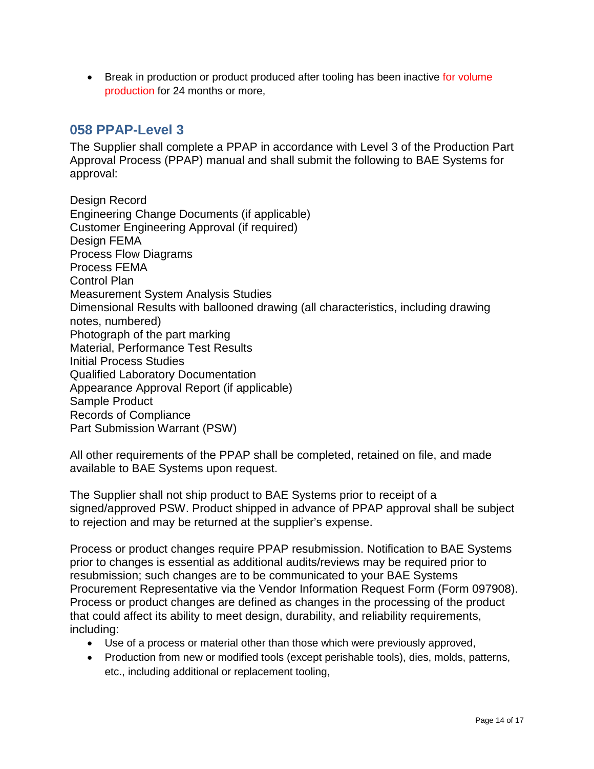- Break in production or product produced after tooling has been inactive for volume production for 24 months or more,

## 058 PPAP-Level 3

The Supplier shall complete a PPAP in accordance with Level 3 of the Production Part Approval Process (PPAP) manual and shall submit the following to BAE Systems for approval:

Design Record
Engineering Change Documents (if applicable)
Customer Engineering Approval (if required)
Design FEMA
Process Flow Diagrams
Process FEMA
Control Plan
Measurement System Analysis Studies
Dimensional Results with ballooned drawing (all characteristics, including drawing notes, numbered)
Photograph of the part marking
Material, Performance Test Results
Initial Process Studies
Qualified Laboratory Documentation
Appearance Approval Report (if applicable)
Sample Product
Records of Compliance
Part Submission Warrant (PSW)

All other requirements of the PPAP shall be completed, retained on file, and made available to BAE Systems upon request.

The Supplier shall not ship product to BAE Systems prior to receipt of a signed/approved PSW. Product shipped in advance of PPAP approval shall be subject to rejection and may be returned at the supplier's expense.

Process or product changes require PPAP resubmission. Notification to BAE Systems prior to changes is essential as additional audits/reviews may be required prior to resubmission; such changes are to be communicated to your BAE Systems Procurement Representative via the Vendor Information Request Form (Form 097908). Process or product changes are defined as changes in the processing of the product that could affect its ability to meet design, durability, and reliability requirements, including:

- Use of a process or material other than those which were previously approved,
- Production from new or modified tools (except perishable tools), dies, molds, patterns, etc., including additional or replacement tooling,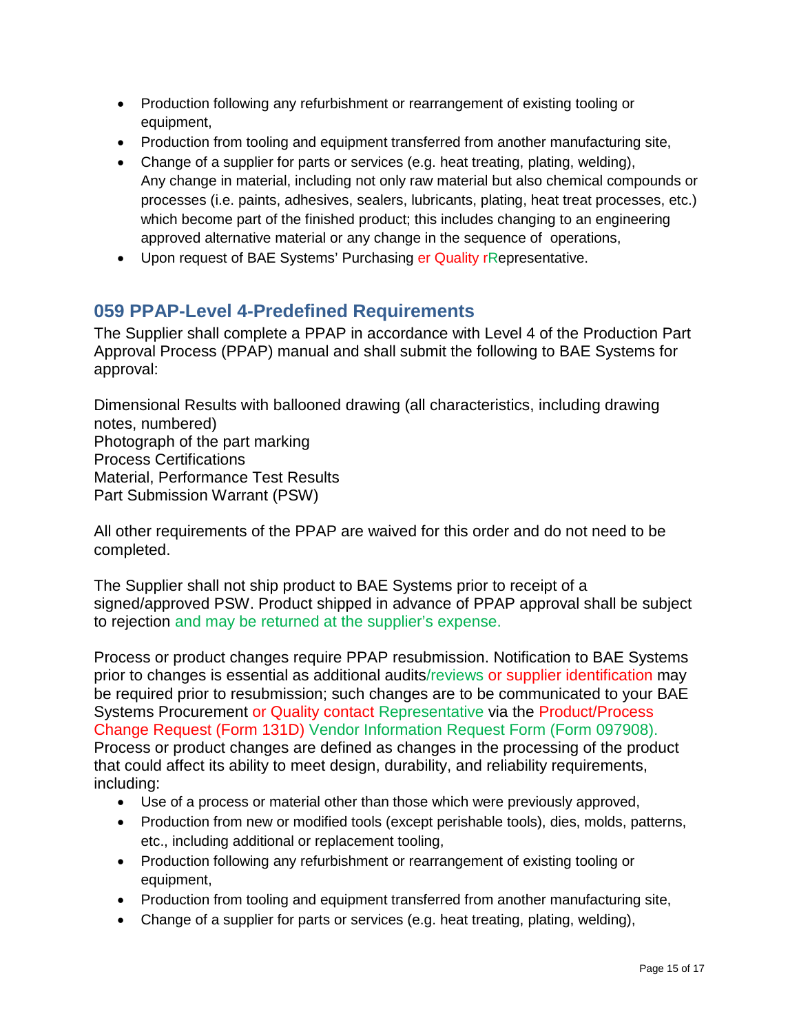- Production following any refurbishment or rearrangement of existing tooling or equipment,
- Production from tooling and equipment transferred from another manufacturing site,
- Change of a supplier for parts or services (e.g. heat treating, plating, welding), Any change in material, including not only raw material but also chemical compounds or processes (i.e. paints, adhesives, sealers, lubricants, plating, heat treat processes, etc.) which become part of the finished product; this includes changing to an engineering approved alternative material or any change in the sequence of operations,
- Upon request of BAE Systems' Purchasing er Quality rRepresentative.

## 059 PPAP-Level 4-Predefined Requirements

The Supplier shall complete a PPAP in accordance with Level 4 of the Production Part Approval Process (PPAP) manual and shall submit the following to BAE Systems for approval:

Dimensional Results with ballooned drawing (all characteristics, including drawing notes, numbered)
Photograph of the part marking
Process Certifications
Material, Performance Test Results
Part Submission Warrant (PSW)

All other requirements of the PPAP are waived for this order and do not need to be completed.

The Supplier shall not ship product to BAE Systems prior to receipt of a signed/approved PSW. Product shipped in advance of PPAP approval shall be subject to rejection and may be returned at the supplier's expense.

Process or product changes require PPAP resubmission. Notification to BAE Systems prior to changes is essential as additional audits/reviews or supplier identification may be required prior to resubmission; such changes are to be communicated to your BAE Systems Procurement or Quality contact Representative via the Product/Process Change Request (Form 131D) Vendor Information Request Form (Form 097908). Process or product changes are defined as changes in the processing of the product that could affect its ability to meet design, durability, and reliability requirements, including:

- Use of a process or material other than those which were previously approved,
- Production from new or modified tools (except perishable tools), dies, molds, patterns, etc., including additional or replacement tooling,
- Production following any refurbishment or rearrangement of existing tooling or equipment,
- Production from tooling and equipment transferred from another manufacturing site,
- Change of a supplier for parts or services (e.g. heat treating, plating, welding),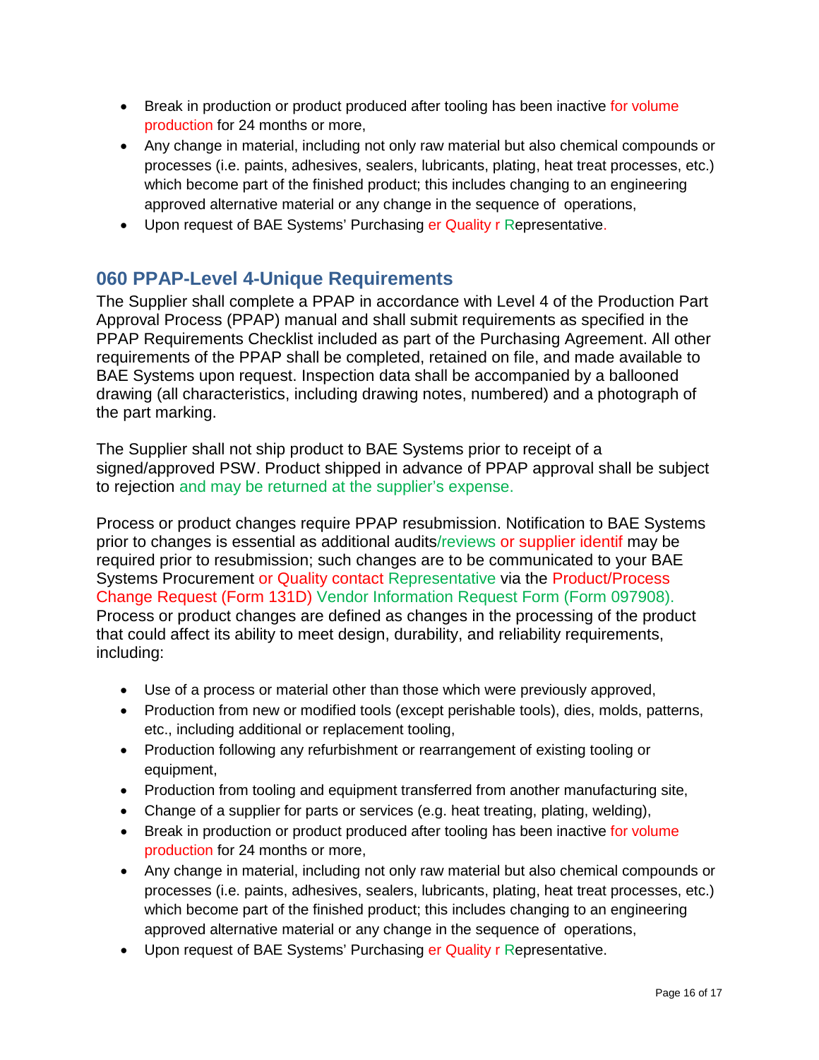- Break in production or product produced after tooling has been inactive for volume production for 24 months or more,
- Any change in material, including not only raw material but also chemical compounds or processes (i.e. paints, adhesives, sealers, lubricants, plating, heat treat processes, etc.) which become part of the finished product; this includes changing to an engineering approved alternative material or any change in the sequence of operations,
- Upon request of BAE Systems' Purchasing er Quality r Representative.

## 060 PPAP-Level 4-Unique Requirements

The Supplier shall complete a PPAP in accordance with Level 4 of the Production Part Approval Process (PPAP) manual and shall submit requirements as specified in the PPAP Requirements Checklist included as part of the Purchasing Agreement. All other requirements of the PPAP shall be completed, retained on file, and made available to BAE Systems upon request. Inspection data shall be accompanied by a ballooned drawing (all characteristics, including drawing notes, numbered) and a photograph of the part marking.

The Supplier shall not ship product to BAE Systems prior to receipt of a signed/approved PSW. Product shipped in advance of PPAP approval shall be subject to rejection and may be returned at the supplier's expense.

Process or product changes require PPAP resubmission. Notification to BAE Systems prior to changes is essential as additional audits/reviews or supplier identif may be required prior to resubmission; such changes are to be communicated to your BAE Systems Procurement or Quality contact Representative via the Product/Process Change Request (Form 131D) Vendor Information Request Form (Form 097908). Process or product changes are defined as changes in the processing of the product that could affect its ability to meet design, durability, and reliability requirements, including:

- Use of a process or material other than those which were previously approved,
- Production from new or modified tools (except perishable tools), dies, molds, patterns, etc., including additional or replacement tooling,
- Production following any refurbishment or rearrangement of existing tooling or equipment,
- Production from tooling and equipment transferred from another manufacturing site,
- Change of a supplier for parts or services (e.g. heat treating, plating, welding),
- Break in production or product produced after tooling has been inactive for volume production for 24 months or more,
- Any change in material, including not only raw material but also chemical compounds or processes (i.e. paints, adhesives, sealers, lubricants, plating, heat treat processes, etc.) which become part of the finished product; this includes changing to an engineering approved alternative material or any change in the sequence of operations,
- Upon request of BAE Systems' Purchasing er Quality r Representative.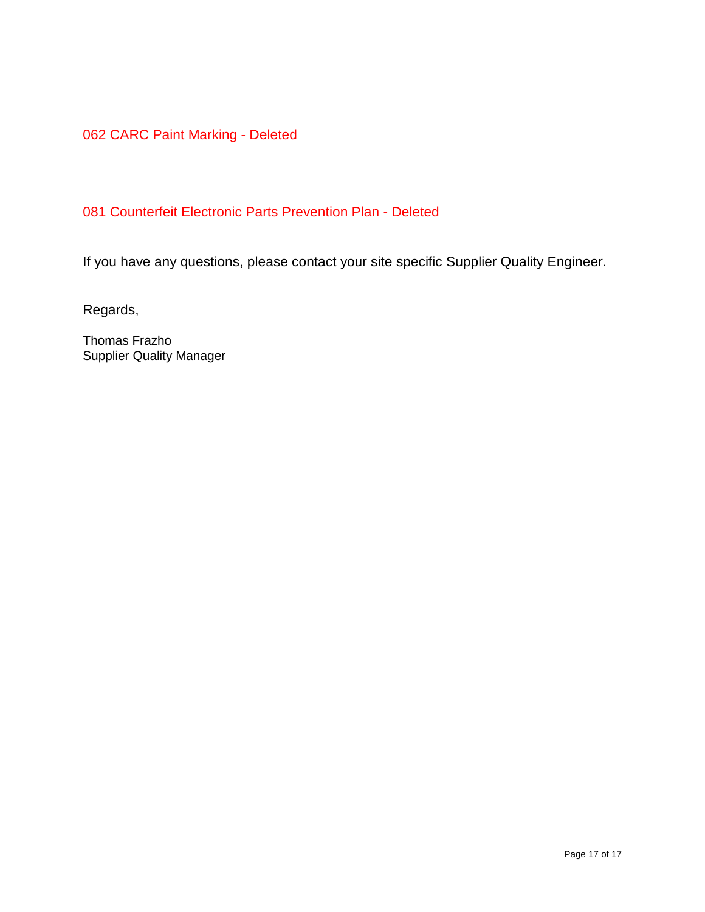062 CARC Paint Marking - Deleted

081 Counterfeit Electronic Parts Prevention Plan - Deleted

If you have any questions, please contact your site specific Supplier Quality Engineer.

Regards,

Thomas Frazho
Supplier Quality Manager